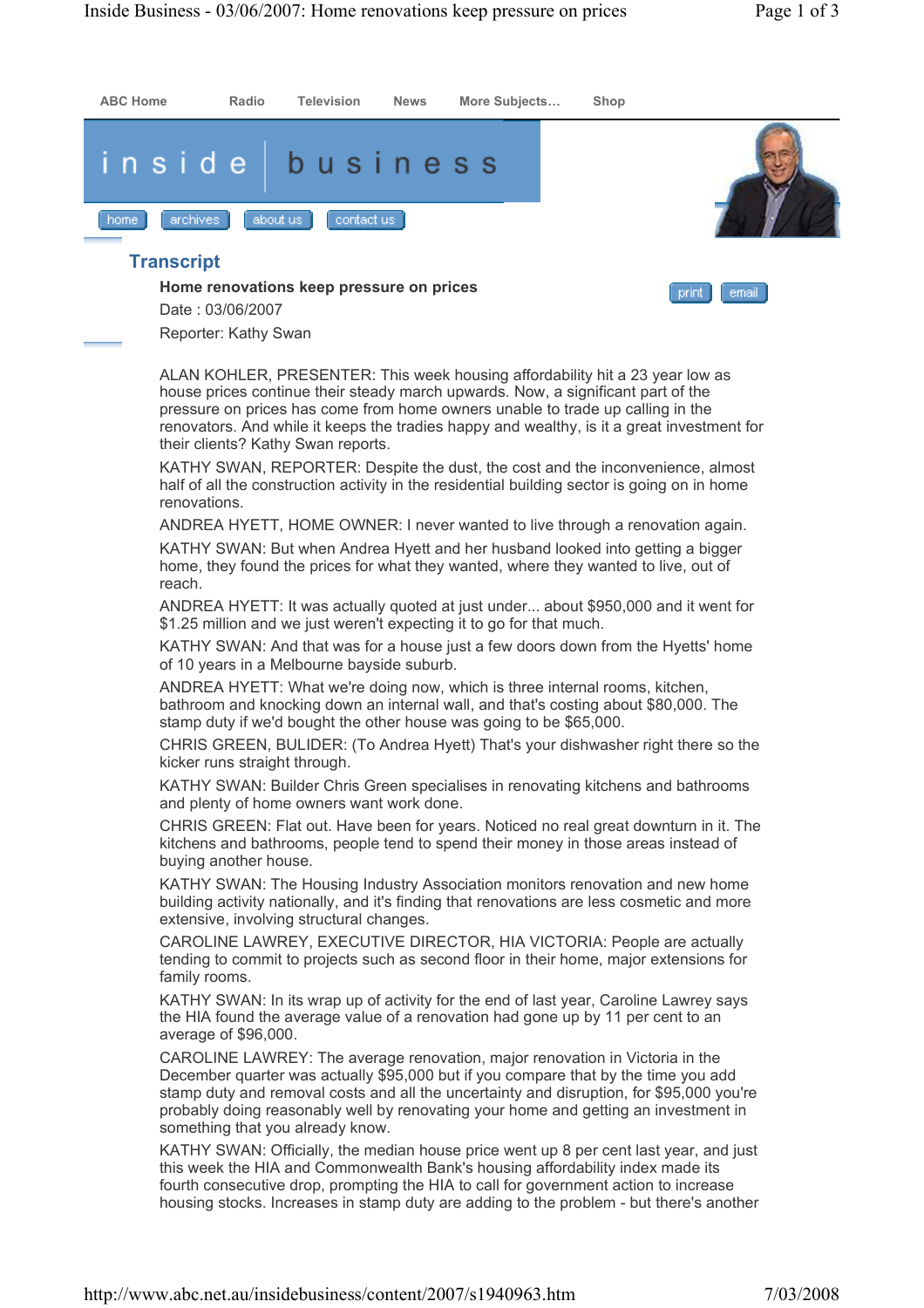ABC Home | Radio | Television | News | More Subjects... | Shop

# inside business

home | archives | about us | contact us

## Transcript

**Home renovations keep pressure on prices**

Date : 03/06/2007

Reporter: Kathy Swan

ALAN KOHLER, PRESENTER: This week housing affordability hit a 23 year low as house prices continue their steady march upwards. Now, a significant part of the pressure on prices has come from home owners unable to trade up calling in the renovators. And while it keeps the tradies happy and wealthy, is it a great investment for their clients? Kathy Swan reports.

KATHY SWAN, REPORTER: Despite the dust, the cost and the inconvenience, almost half of all the construction activity in the residential building sector is going on in home renovations.

ANDREA HYETT, HOME OWNER: I never wanted to live through a renovation again.

KATHY SWAN: But when Andrea Hyett and her husband looked into getting a bigger home, they found the prices for what they wanted, where they wanted to live, out of reach.

ANDREA HYETT: It was actually quoted at just under... about $950,000 and it went for $1.25 million and we just weren't expecting it to go for that much.

KATHY SWAN: And that was for a house just a few doors down from the Hyetts' home of 10 years in a Melbourne bayside suburb.

ANDREA HYETT: What we're doing now, which is three internal rooms, kitchen, bathroom and knocking down an internal wall, and that's costing about $80,000. The stamp duty if we'd bought the other house was going to be $65,000.

CHRIS GREEN, BULIDER: (To Andrea Hyett) That's your dishwasher right there so the kicker runs straight through.

KATHY SWAN: Builder Chris Green specialises in renovating kitchens and bathrooms and plenty of home owners want work done.

CHRIS GREEN: Flat out. Have been for years. Noticed no real great downturn in it. The kitchens and bathrooms, people tend to spend their money in those areas instead of buying another house.

KATHY SWAN: The Housing Industry Association monitors renovation and new home building activity nationally, and it's finding that renovations are less cosmetic and more extensive, involving structural changes.

CAROLINE LAWREY, EXECUTIVE DIRECTOR, HIA VICTORIA: People are actually tending to commit to projects such as second floor in their home, major extensions for family rooms.

KATHY SWAN: In its wrap up of activity for the end of last year, Caroline Lawrey says the HIA found the average value of a renovation had gone up by 11 per cent to an average of $96,000.

CAROLINE LAWREY: The average renovation, major renovation in Victoria in the December quarter was actually $95,000 but if you compare that by the time you add stamp duty and removal costs and all the uncertainty and disruption, for $95,000 you're probably doing reasonably well by renovating your home and getting an investment in something that you already know.

KATHY SWAN: Officially, the median house price went up 8 per cent last year, and just this week the HIA and Commonwealth Bank's housing affordability index made its fourth consecutive drop, prompting the HIA to call for government action to increase housing stocks. Increases in stamp duty are adding to the problem - but there's another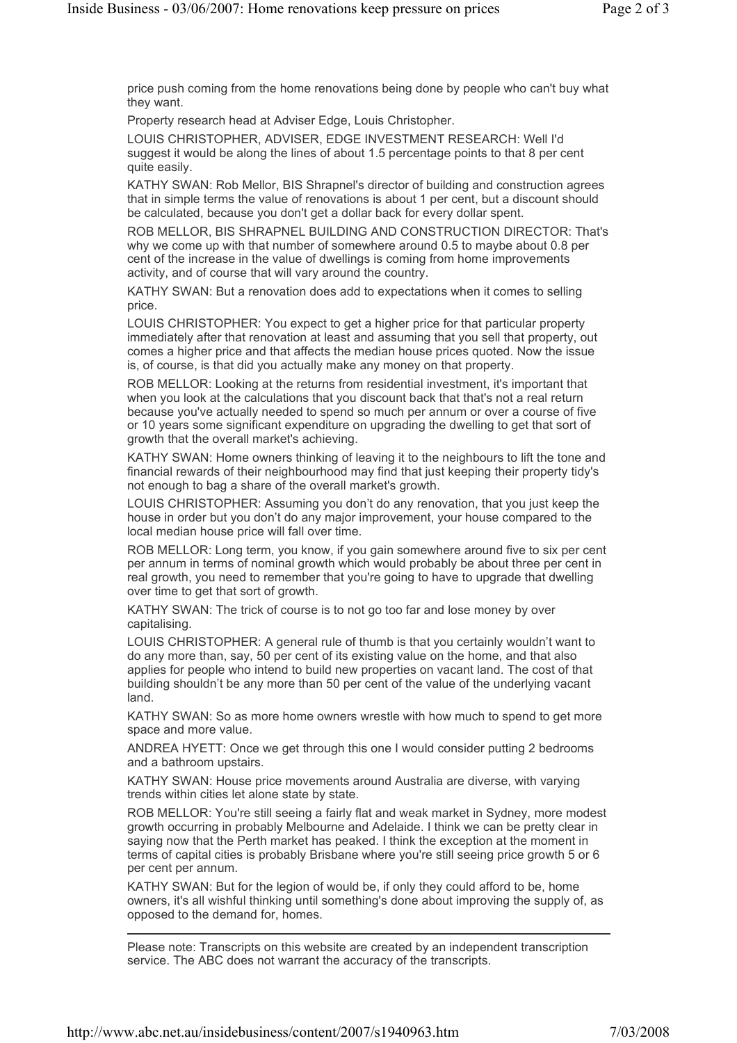price push coming from the home renovations being done by people who can't buy what they want.

Property research head at Adviser Edge, Louis Christopher.

LOUIS CHRISTOPHER, ADVISER, EDGE INVESTMENT RESEARCH: Well I'd suggest it would be along the lines of about 1.5 percentage points to that 8 per cent quite easily.

KATHY SWAN: Rob Mellor, BIS Shrapnel's director of building and construction agrees that in simple terms the value of renovations is about 1 per cent, but a discount should be calculated, because you don't get a dollar back for every dollar spent.

ROB MELLOR, BIS SHRAPNEL BUILDING AND CONSTRUCTION DIRECTOR: That's why we come up with that number of somewhere around 0.5 to maybe about 0.8 per cent of the increase in the value of dwellings is coming from home improvements activity, and of course that will vary around the country.

KATHY SWAN: But a renovation does add to expectations when it comes to selling price.

LOUIS CHRISTOPHER: You expect to get a higher price for that particular property immediately after that renovation at least and assuming that you sell that property, out comes a higher price and that affects the median house prices quoted. Now the issue is, of course, is that did you actually make any money on that property.

ROB MELLOR: Looking at the returns from residential investment, it's important that when you look at the calculations that you discount back that that's not a real return because you've actually needed to spend so much per annum or over a course of five or 10 years some significant expenditure on upgrading the dwelling to get that sort of growth that the overall market's achieving.

KATHY SWAN: Home owners thinking of leaving it to the neighbours to lift the tone and financial rewards of their neighbourhood may find that just keeping their property tidy's not enough to bag a share of the overall market's growth.

LOUIS CHRISTOPHER: Assuming you don't do any renovation, that you just keep the house in order but you don't do any major improvement, your house compared to the local median house price will fall over time.

ROB MELLOR: Long term, you know, if you gain somewhere around five to six per cent per annum in terms of nominal growth which would probably be about three per cent in real growth, you need to remember that you're going to have to upgrade that dwelling over time to get that sort of growth.

KATHY SWAN: The trick of course is to not go too far and lose money by over capitalising.

LOUIS CHRISTOPHER: A general rule of thumb is that you certainly wouldn't want to do any more than, say, 50 per cent of its existing value on the home, and that also applies for people who intend to build new properties on vacant land. The cost of that building shouldn't be any more than 50 per cent of the value of the underlying vacant land.

KATHY SWAN: So as more home owners wrestle with how much to spend to get more space and more value.

ANDREA HYETT: Once we get through this one I would consider putting 2 bedrooms and a bathroom upstairs.

KATHY SWAN: House price movements around Australia are diverse, with varying trends within cities let alone state by state.

ROB MELLOR: You're still seeing a fairly flat and weak market in Sydney, more modest growth occurring in probably Melbourne and Adelaide. I think we can be pretty clear in saying now that the Perth market has peaked. I think the exception at the moment in terms of capital cities is probably Brisbane where you're still seeing price growth 5 or 6 per cent per annum.

KATHY SWAN: But for the legion of would be, if only they could afford to be, home owners, it's all wishful thinking until something's done about improving the supply of, as opposed to the demand for, homes.

---

Please note: Transcripts on this website are created by an independent transcription service. The ABC does not warrant the accuracy of the transcripts.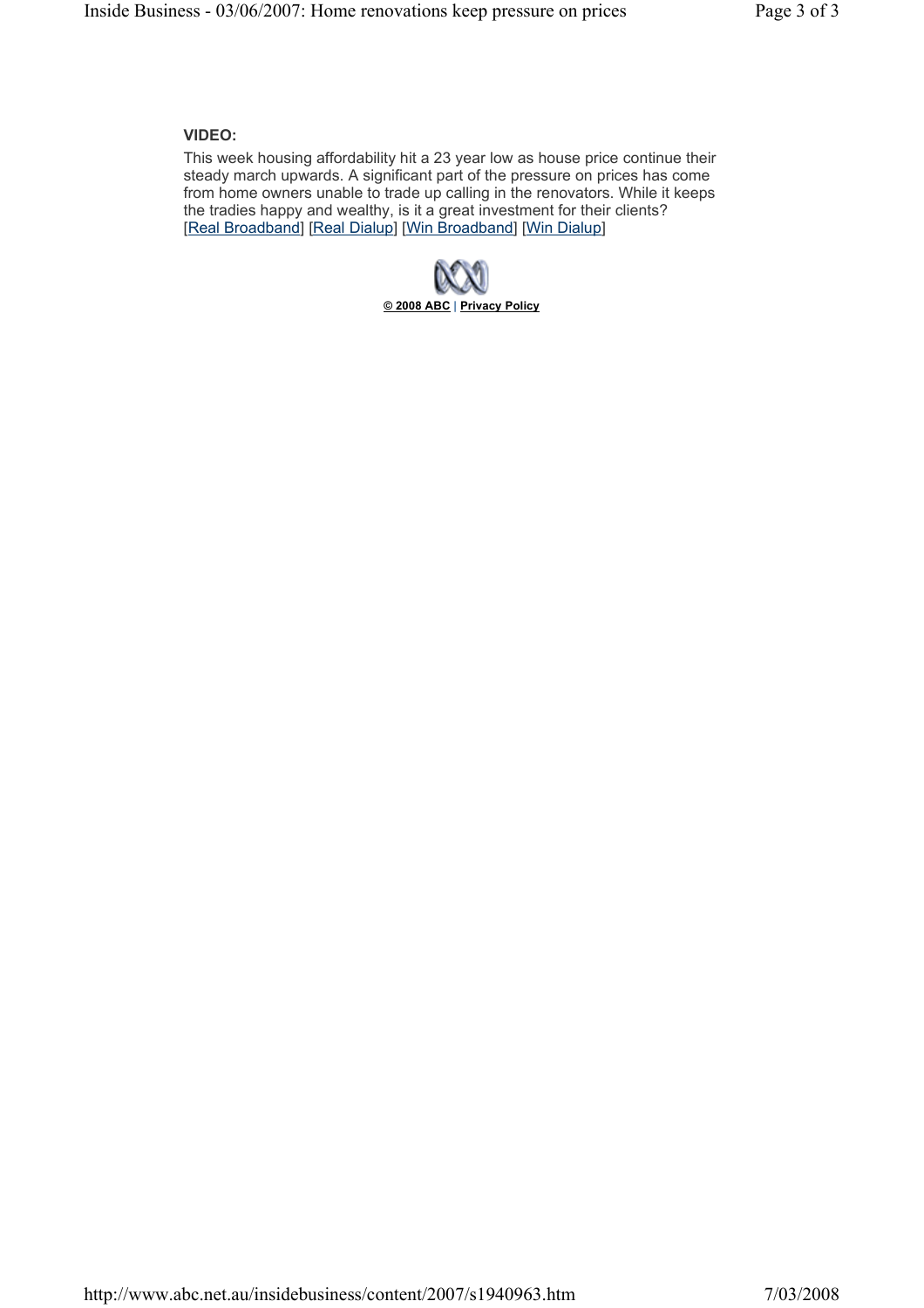**VIDEO:**

This week housing affordability hit a 23 year low as house price continue their steady march upwards. A significant part of the pressure on prices has come from home owners unable to trade up calling in the renovators. While it keeps the tradies happy and wealthy, is it a great investment for their clients?
[Real Broadband] [Real Dialup] [Win Broadband] [Win Dialup]

© 2008 ABC | Privacy Policy